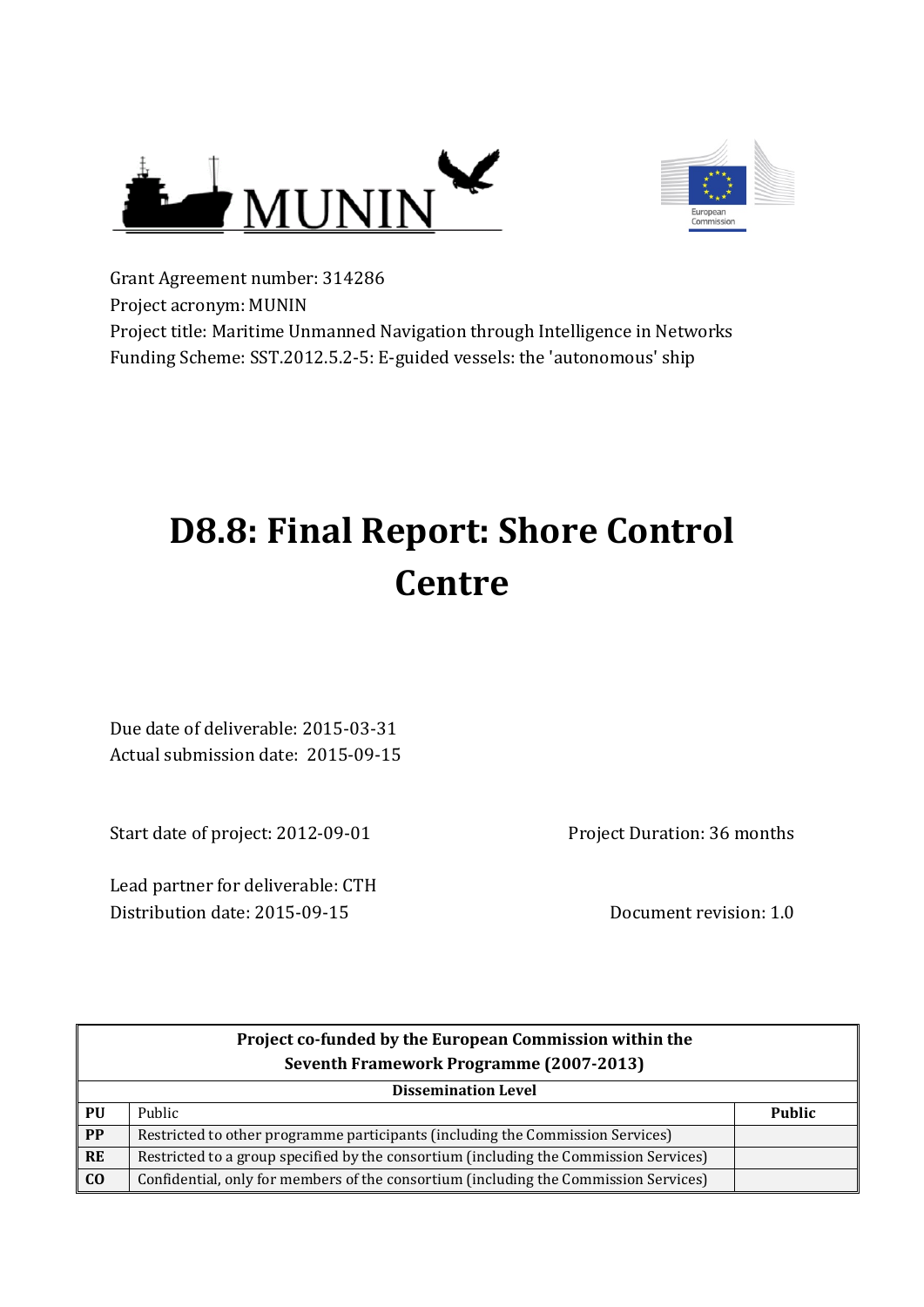MUNIN

European Commission

Grant Agreement number: 314286
Project acronym: MUNIN
Project title: Maritime Unmanned Navigation through Intelligence in Networks
Funding Scheme: SST.2012.5.2-5: E-guided vessels: the 'autonomous' ship

# D8.8: Final Report: Shore Control Centre

Due date of deliverable: 2015-03-31
Actual submission date: 2015-09-15

Start date of project: 2012-09-01

Project Duration: 36 months

Lead partner for deliverable: CTH
Distribution date: 2015-09-15

Document revision: 1.0

| **Project co-funded by the European Commission within the Seventh Framework Programme (2007-2013)** | | |
|---|---|---|
| **Dissemination Level** | | |
| **PU** | Public | **Public** |
| **PP** | Restricted to other programme participants (including the Commission Services) | |
| **RE** | Restricted to a group specified by the consortium (including the Commission Services) | |
| **CO** | Confidential, only for members of the consortium (including the Commission Services) | |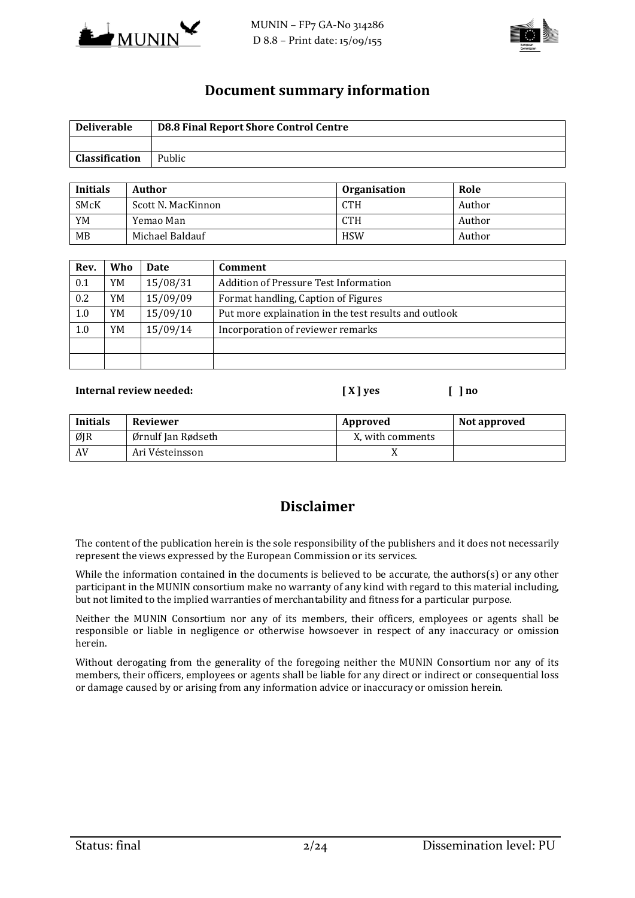## Document summary information

| Deliverable | D8.8 Final Report Shore Control Centre |
|---|---|
| | |
| Classification | Public |

| Initials | Author | Organisation | Role |
|---|---|---|---|
| SMcK | Scott N. MacKinnon | CTH | Author |
| YM | Yemao Man | CTH | Author |
| MB | Michael Baldauf | HSW | Author |

| Rev. | Who | Date | Comment |
|---|---|---|---|
| 0.1 | YM | 15/08/31 | Addition of Pressure Test Information |
| 0.2 | YM | 15/09/09 | Format handling, Caption of Figures |
| 1.0 | YM | 15/09/10 | Put more explaination in the test results and outlook |
| 1.0 | YM | 15/09/14 | Incorporation of reviewer remarks |
| | | | |
| | | | |

**Internal review needed:** **[ X ] yes** **[ ] no**

| Initials | Reviewer | Approved | Not approved |
|---|---|---|---|
| ØJR | Ørnulf Jan Rødseth | X, with comments | |
| AV | Ari Vésteinsson | X | |

## Disclaimer

The content of the publication herein is the sole responsibility of the publishers and it does not necessarily represent the views expressed by the European Commission or its services.

While the information contained in the documents is believed to be accurate, the authors(s) or any other participant in the MUNIN consortium make no warranty of any kind with regard to this material including, but not limited to the implied warranties of merchantability and fitness for a particular purpose.

Neither the MUNIN Consortium nor any of its members, their officers, employees or agents shall be responsible or liable in negligence or otherwise howsoever in respect of any inaccuracy or omission herein.

Without derogating from the generality of the foregoing neither the MUNIN Consortium nor any of its members, their officers, employees or agents shall be liable for any direct or indirect or consequential loss or damage caused by or arising from any information advice or inaccuracy or omission herein.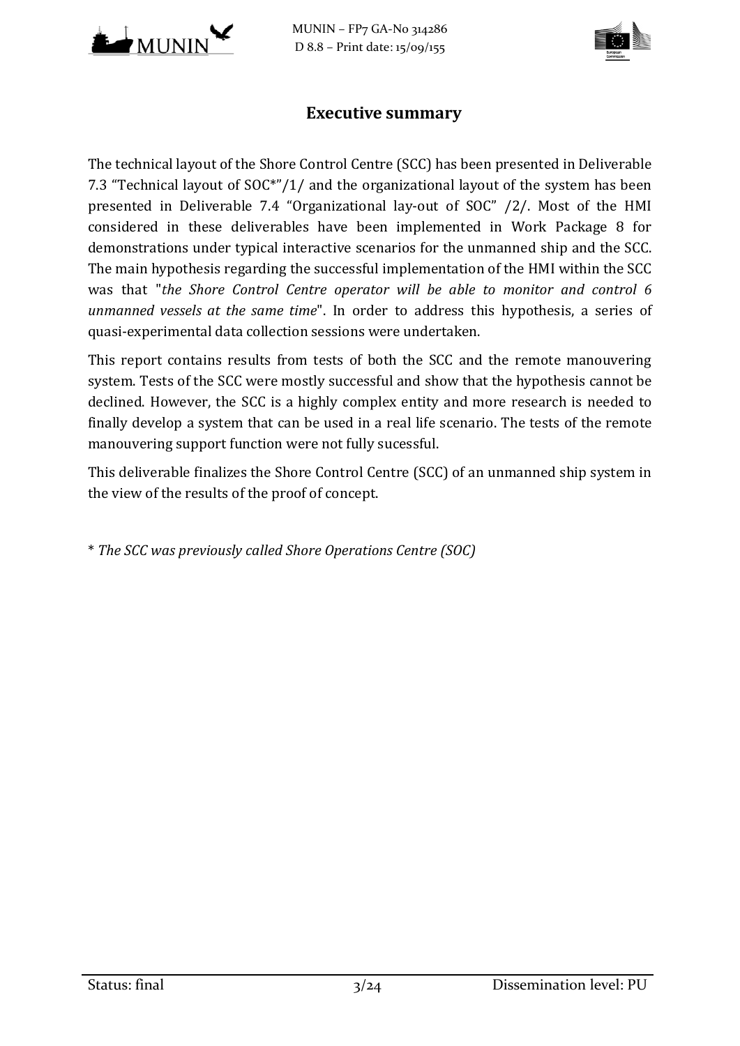## Executive summary

The technical layout of the Shore Control Centre (SCC) has been presented in Deliverable 7.3 "Technical layout of SOC*"/1/ and the organizational layout of the system has been presented in Deliverable 7.4 "Organizational lay-out of SOC" /2/. Most of the HMI considered in these deliverables have been implemented in Work Package 8 for demonstrations under typical interactive scenarios for the unmanned ship and the SCC. The main hypothesis regarding the successful implementation of the HMI within the SCC was that "*the Shore Control Centre operator will be able to monitor and control 6 unmanned vessels at the same time*". In order to address this hypothesis, a series of quasi-experimental data collection sessions were undertaken.

This report contains results from tests of both the SCC and the remote manouvering system. Tests of the SCC were mostly successful and show that the hypothesis cannot be declined. However, the SCC is a highly complex entity and more research is needed to finally develop a system that can be used in a real life scenario. The tests of the remote manouvering support function were not fully sucessful.

This deliverable finalizes the Shore Control Centre (SCC) of an unmanned ship system in the view of the results of the proof of concept.

* *The SCC was previously called Shore Operations Centre (SOC)*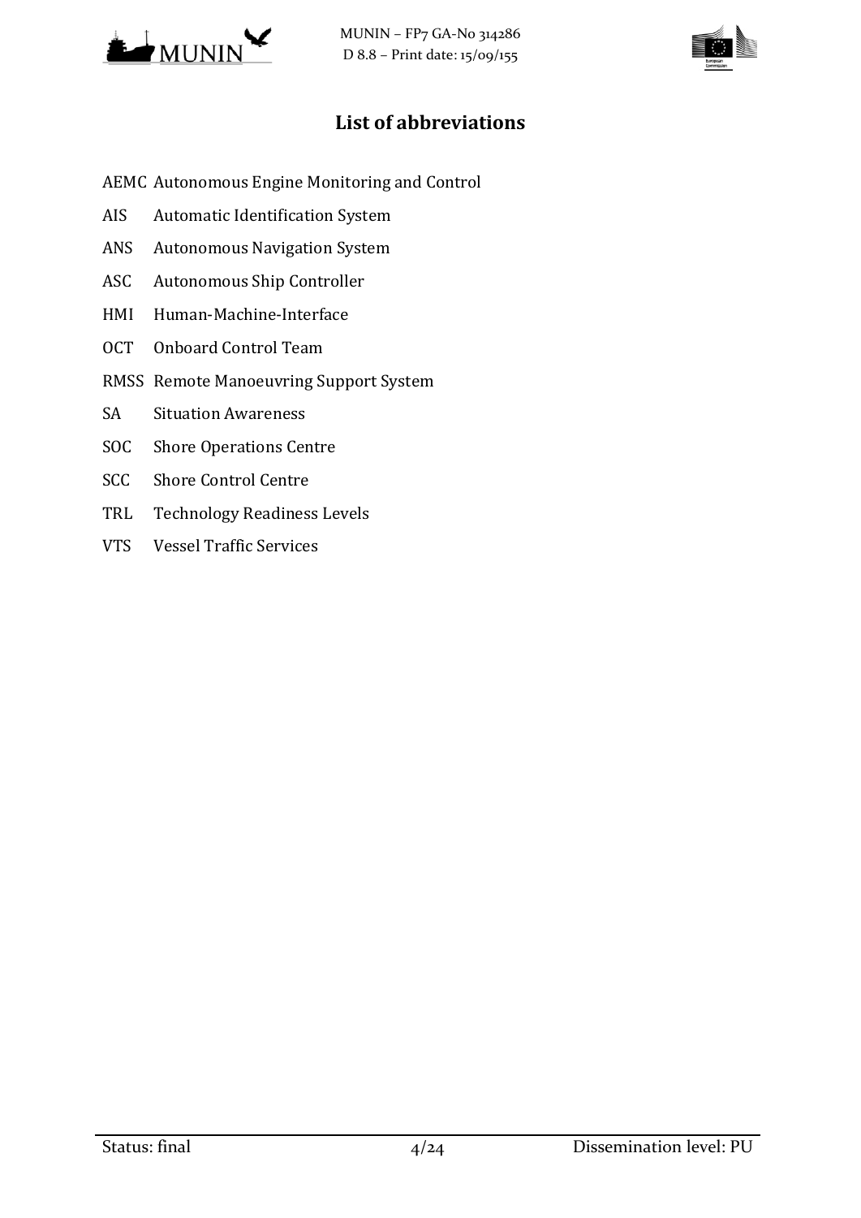## List of abbreviations

AEMC Autonomous Engine Monitoring and Control

AIS Automatic Identification System

ANS Autonomous Navigation System

ASC Autonomous Ship Controller

HMI Human-Machine-Interface

OCT Onboard Control Team

RMSS Remote Manoeuvring Support System

SA Situation Awareness

SOC Shore Operations Centre

SCC Shore Control Centre

TRL Technology Readiness Levels

VTS Vessel Traffic Services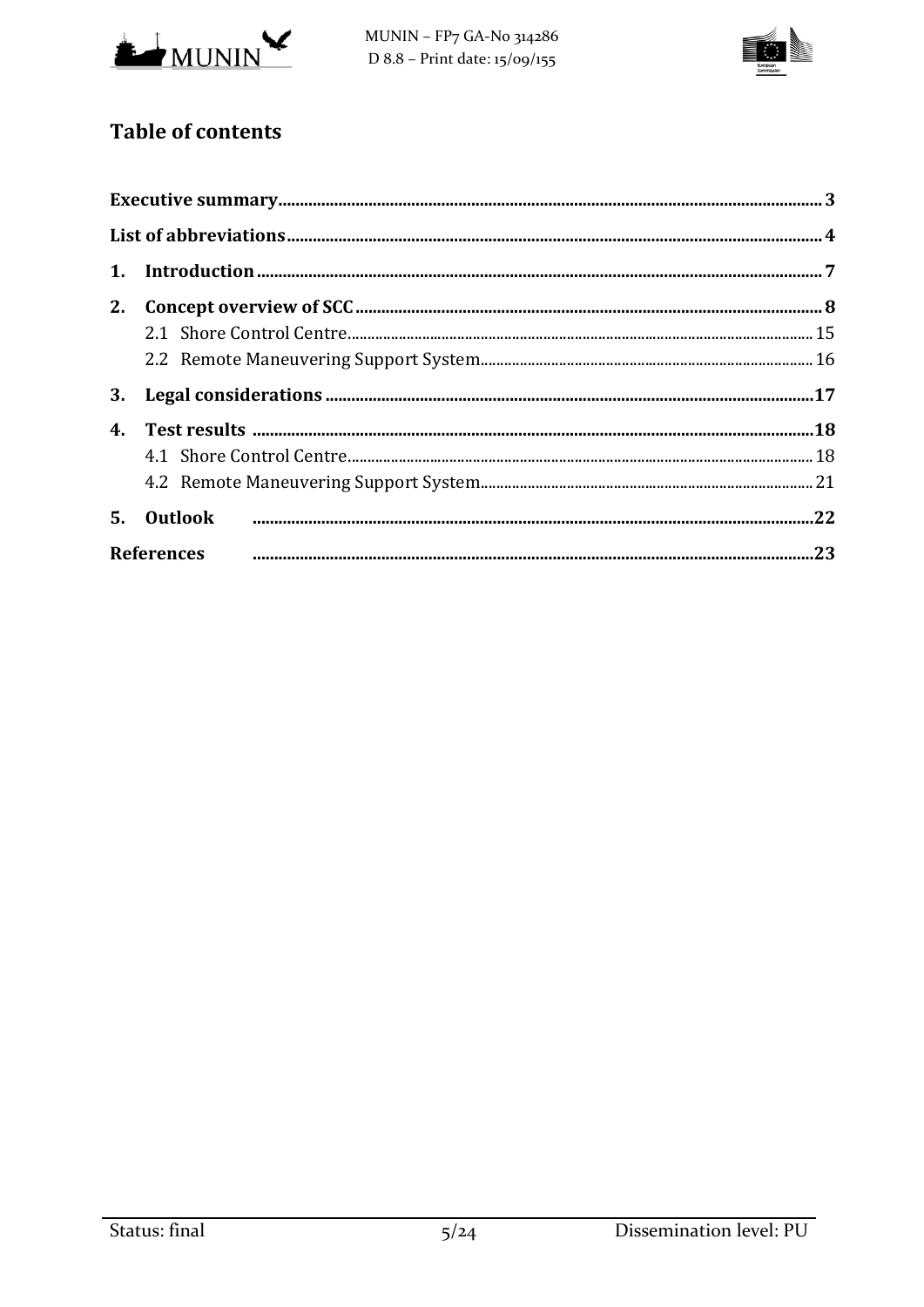## Table of contents

**Executive summary** .......... **3**

**List of abbreviations** .......... **4**

**1. Introduction** .......... **7**

**2. Concept overview of SCC** .......... **8**

- 2.1 Shore Control Centre .......... 15
- 2.2 Remote Maneuvering Support System .......... 16

**3. Legal considerations** .......... **17**

**4. Test results** .......... **18**

- 4.1 Shore Control Centre .......... 18
- 4.2 Remote Maneuvering Support System .......... 21

**5. Outlook** .......... **22**

**References** .......... **23**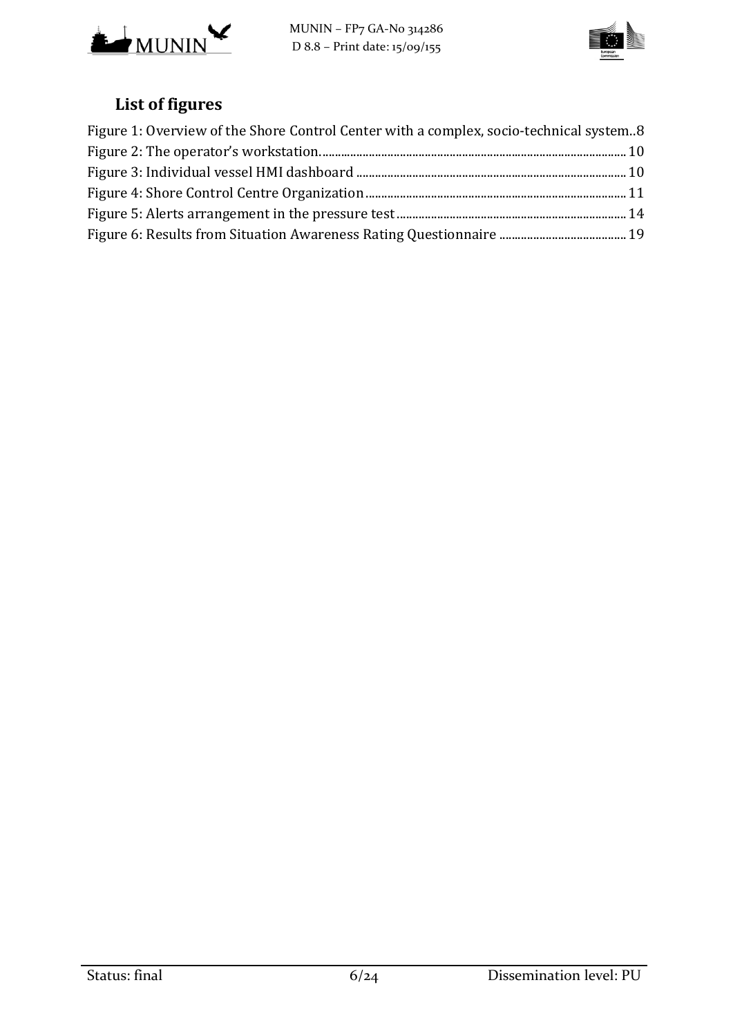## List of figures

Figure 1: Overview of the Shore Control Center with a complex, socio-technical system..8
Figure 2: The operator's workstation. ........ 10
Figure 3: Individual vessel HMI dashboard ........ 10
Figure 4: Shore Control Centre Organization ........ 11
Figure 5: Alerts arrangement in the pressure test ........ 14
Figure 6: Results from Situation Awareness Rating Questionnaire ........ 19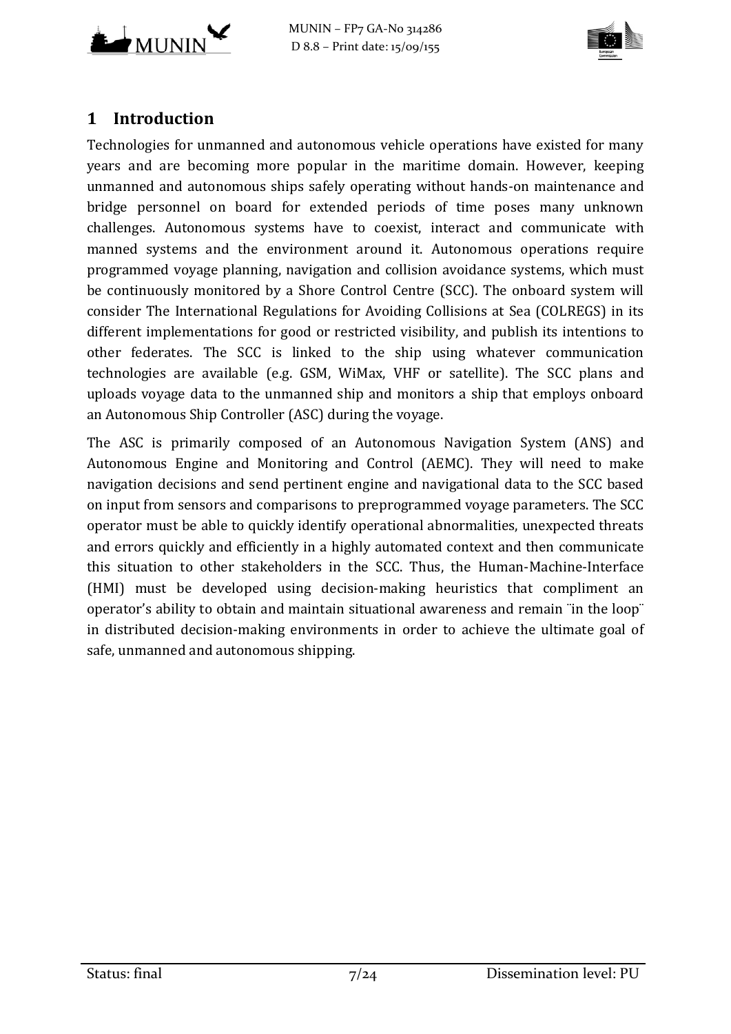# 1 Introduction

Technologies for unmanned and autonomous vehicle operations have existed for many years and are becoming more popular in the maritime domain. However, keeping unmanned and autonomous ships safely operating without hands-on maintenance and bridge personnel on board for extended periods of time poses many unknown challenges. Autonomous systems have to coexist, interact and communicate with manned systems and the environment around it. Autonomous operations require programmed voyage planning, navigation and collision avoidance systems, which must be continuously monitored by a Shore Control Centre (SCC). The onboard system will consider The International Regulations for Avoiding Collisions at Sea (COLREGS) in its different implementations for good or restricted visibility, and publish its intentions to other federates. The SCC is linked to the ship using whatever communication technologies are available (e.g. GSM, WiMax, VHF or satellite). The SCC plans and uploads voyage data to the unmanned ship and monitors a ship that employs onboard an Autonomous Ship Controller (ASC) during the voyage.

The ASC is primarily composed of an Autonomous Navigation System (ANS) and Autonomous Engine and Monitoring and Control (AEMC). They will need to make navigation decisions and send pertinent engine and navigational data to the SCC based on input from sensors and comparisons to preprogrammed voyage parameters. The SCC operator must be able to quickly identify operational abnormalities, unexpected threats and errors quickly and efficiently in a highly automated context and then communicate this situation to other stakeholders in the SCC. Thus, the Human-Machine-Interface (HMI) must be developed using decision-making heuristics that compliment an operator's ability to obtain and maintain situational awareness and remain ¨in the loop¨ in distributed decision-making environments in order to achieve the ultimate goal of safe, unmanned and autonomous shipping.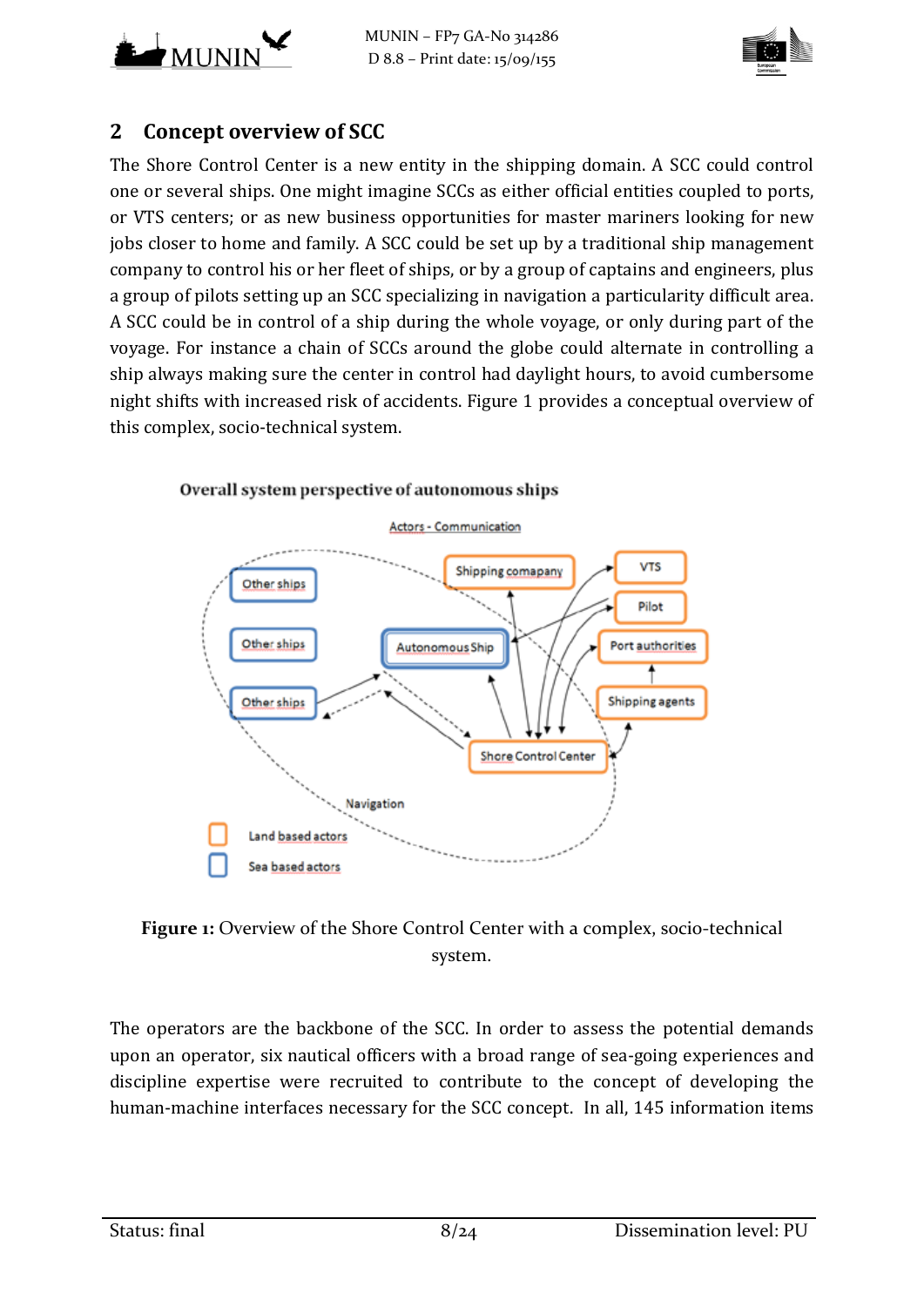## 2 Concept overview of SCC

The Shore Control Center is a new entity in the shipping domain. A SCC could control one or several ships. One might imagine SCCs as either official entities coupled to ports, or VTS centers; or as new business opportunities for master mariners looking for new jobs closer to home and family. A SCC could be set up by a traditional ship management company to control his or her fleet of ships, or by a group of captains and engineers, plus a group of pilots setting up an SCC specializing in navigation a particularity difficult area. A SCC could be in control of a ship during the whole voyage, or only during part of the voyage. For instance a chain of SCCs around the globe could alternate in controlling a ship always making sure the center in control had daylight hours, to avoid cumbersome night shifts with increased risk of accidents. Figure 1 provides a conceptual overview of this complex, socio-technical system.

**Figure 1:** Overview of the Shore Control Center with a complex, socio-technical system.

The operators are the backbone of the SCC. In order to assess the potential demands upon an operator, six nautical officers with a broad range of sea-going experiences and discipline expertise were recruited to contribute to the concept of developing the human-machine interfaces necessary for the SCC concept. In all, 145 information items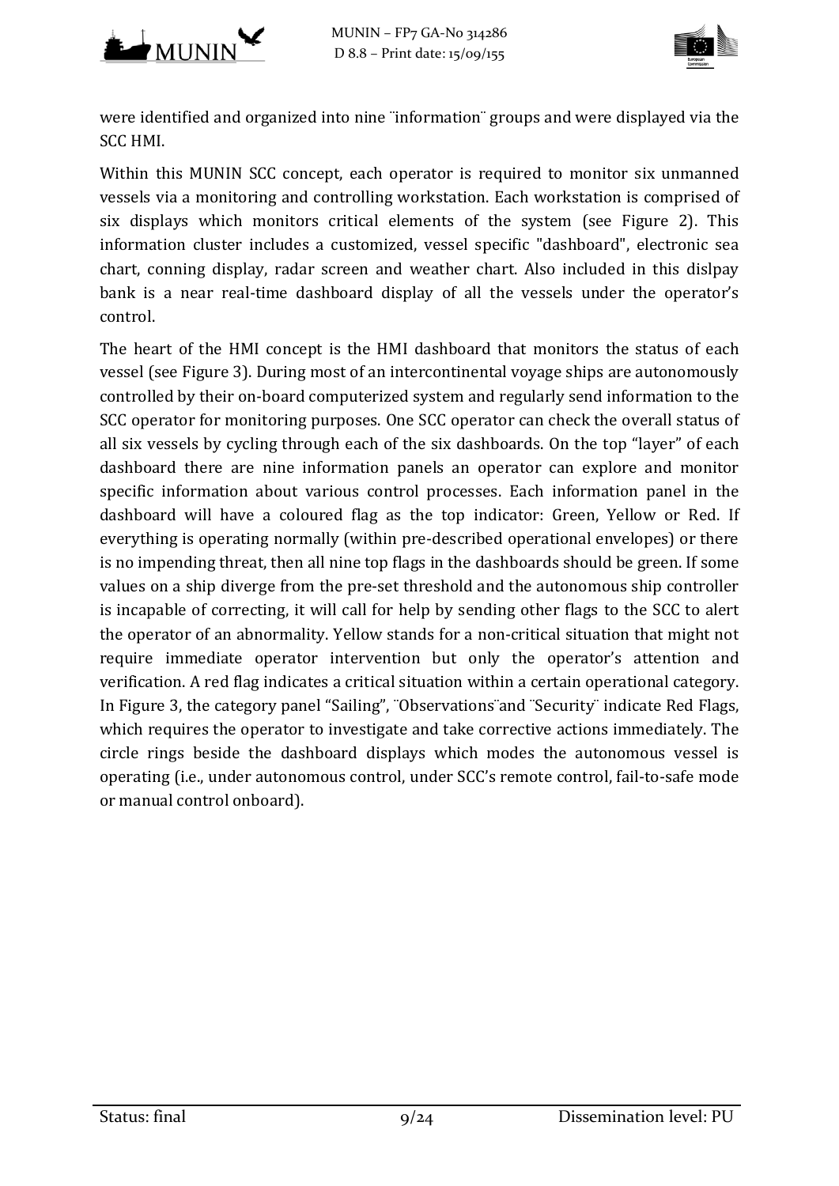were identified and organized into nine ¨information¨ groups and were displayed via the SCC HMI.

Within this MUNIN SCC concept, each operator is required to monitor six unmanned vessels via a monitoring and controlling workstation. Each workstation is comprised of six displays which monitors critical elements of the system (see Figure 2). This information cluster includes a customized, vessel specific "dashboard", electronic sea chart, conning display, radar screen and weather chart. Also included in this dislpay bank is a near real-time dashboard display of all the vessels under the operator's control.

The heart of the HMI concept is the HMI dashboard that monitors the status of each vessel (see Figure 3). During most of an intercontinental voyage ships are autonomously controlled by their on-board computerized system and regularly send information to the SCC operator for monitoring purposes. One SCC operator can check the overall status of all six vessels by cycling through each of the six dashboards. On the top "layer" of each dashboard there are nine information panels an operator can explore and monitor specific information about various control processes. Each information panel in the dashboard will have a coloured flag as the top indicator: Green, Yellow or Red. If everything is operating normally (within pre-described operational envelopes) or there is no impending threat, then all nine top flags in the dashboards should be green. If some values on a ship diverge from the pre-set threshold and the autonomous ship controller is incapable of correcting, it will call for help by sending other flags to the SCC to alert the operator of an abnormality. Yellow stands for a non-critical situation that might not require immediate operator intervention but only the operator's attention and verification. A red flag indicates a critical situation within a certain operational category. In Figure 3, the category panel "Sailing", ¨Observations¨and ¨Security¨ indicate Red Flags, which requires the operator to investigate and take corrective actions immediately. The circle rings beside the dashboard displays which modes the autonomous vessel is operating (i.e., under autonomous control, under SCC's remote control, fail-to-safe mode or manual control onboard).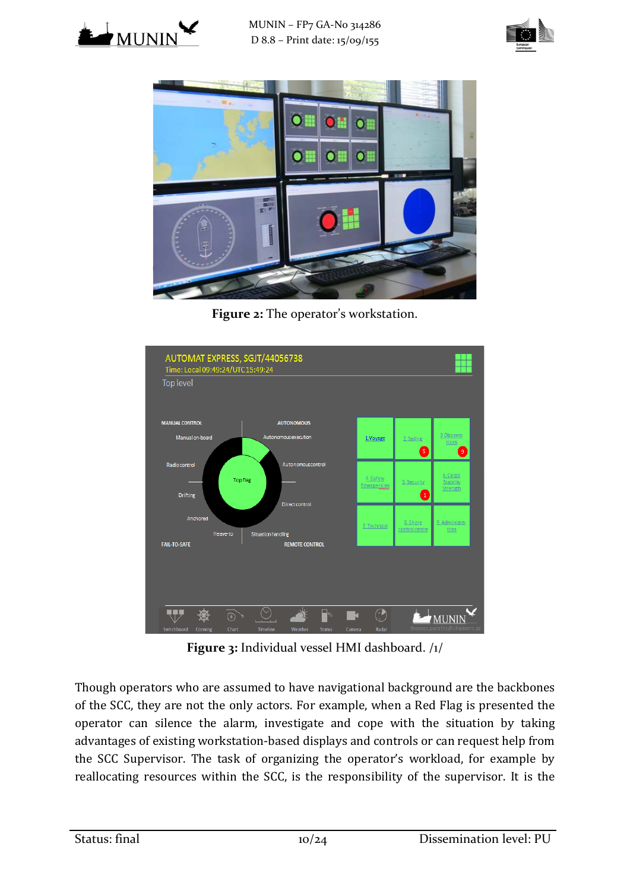**Figure 2:** The operator's workstation.

**Figure 3:** Individual vessel HMI dashboard. /1/

Though operators who are assumed to have navigational background are the backbones of the SCC, they are not the only actors. For example, when a Red Flag is presented the operator can silence the alarm, investigate and cope with the situation by taking advantages of existing workstation-based displays and controls or can request help from the SCC Supervisor. The task of organizing the operator's workload, for example by reallocating resources within the SCC, is the responsibility of the supervisor. It is the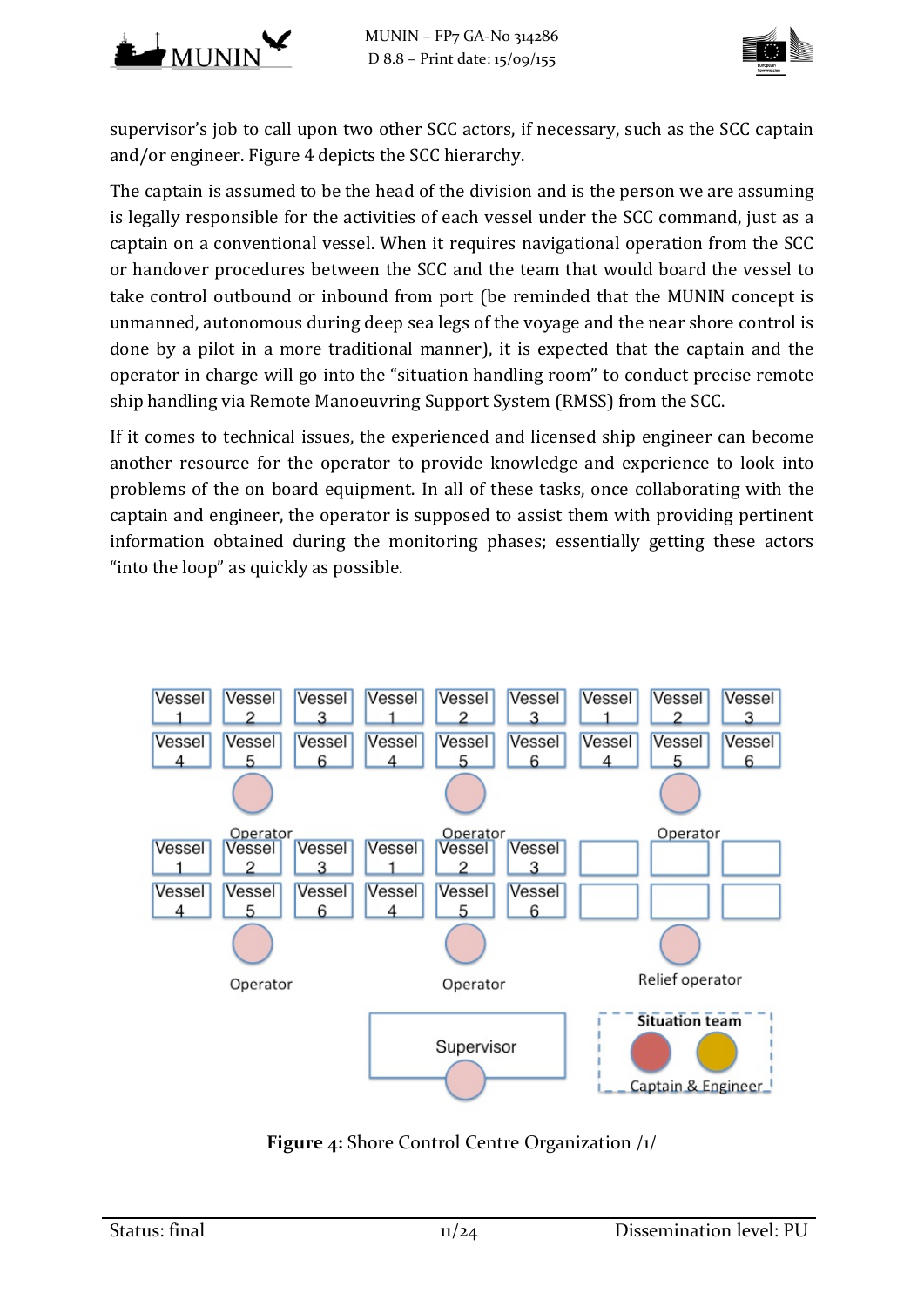supervisor's job to call upon two other SCC actors, if necessary, such as the SCC captain and/or engineer. Figure 4 depicts the SCC hierarchy.

The captain is assumed to be the head of the division and is the person we are assuming is legally responsible for the activities of each vessel under the SCC command, just as a captain on a conventional vessel. When it requires navigational operation from the SCC or handover procedures between the SCC and the team that would board the vessel to take control outbound or inbound from port (be reminded that the MUNIN concept is unmanned, autonomous during deep sea legs of the voyage and the near shore control is done by a pilot in a more traditional manner), it is expected that the captain and the operator in charge will go into the "situation handling room" to conduct precise remote ship handling via Remote Manoeuvring Support System (RMSS) from the SCC.

If it comes to technical issues, the experienced and licensed ship engineer can become another resource for the operator to provide knowledge and experience to look into problems of the on board equipment. In all of these tasks, once collaborating with the captain and engineer, the operator is supposed to assist them with providing pertinent information obtained during the monitoring phases; essentially getting these actors "into the loop" as quickly as possible.

**Figure 4:** Shore Control Centre Organization /1/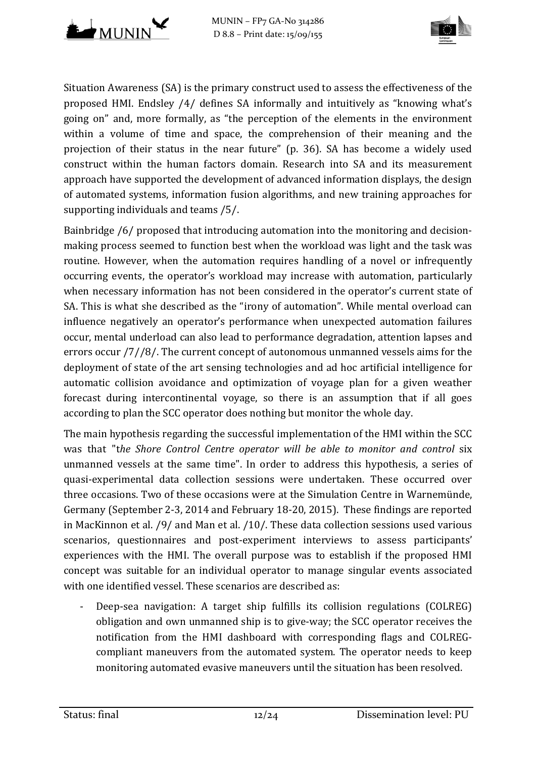Situation Awareness (SA) is the primary construct used to assess the effectiveness of the proposed HMI. Endsley /4/ defines SA informally and intuitively as "knowing what's going on" and, more formally, as "the perception of the elements in the environment within a volume of time and space, the comprehension of their meaning and the projection of their status in the near future" (p. 36). SA has become a widely used construct within the human factors domain. Research into SA and its measurement approach have supported the development of advanced information displays, the design of automated systems, information fusion algorithms, and new training approaches for supporting individuals and teams /5/.

Bainbridge /6/ proposed that introducing automation into the monitoring and decision-making process seemed to function best when the workload was light and the task was routine. However, when the automation requires handling of a novel or infrequently occurring events, the operator's workload may increase with automation, particularly when necessary information has not been considered in the operator's current state of SA. This is what she described as the "irony of automation". While mental overload can influence negatively an operator's performance when unexpected automation failures occur, mental underload can also lead to performance degradation, attention lapses and errors occur /7//8/. The current concept of autonomous unmanned vessels aims for the deployment of state of the art sensing technologies and ad hoc artificial intelligence for automatic collision avoidance and optimization of voyage plan for a given weather forecast during intercontinental voyage, so there is an assumption that if all goes according to plan the SCC operator does nothing but monitor the whole day.

The main hypothesis regarding the successful implementation of the HMI within the SCC was that "t*he Shore Control Centre operator will be able to monitor and control* six unmanned vessels at the same time". In order to address this hypothesis, a series of quasi-experimental data collection sessions were undertaken. These occurred over three occasions. Two of these occasions were at the Simulation Centre in Warnemünde, Germany (September 2-3, 2014 and February 18-20, 2015). These findings are reported in MacKinnon et al. /9/ and Man et al. /10/. These data collection sessions used various scenarios, questionnaires and post-experiment interviews to assess participants' experiences with the HMI. The overall purpose was to establish if the proposed HMI concept was suitable for an individual operator to manage singular events associated with one identified vessel. These scenarios are described as:

- Deep-sea navigation: A target ship fulfills its collision regulations (COLREG) obligation and own unmanned ship is to give-way; the SCC operator receives the notification from the HMI dashboard with corresponding flags and COLREG-compliant maneuvers from the automated system. The operator needs to keep monitoring automated evasive maneuvers until the situation has been resolved.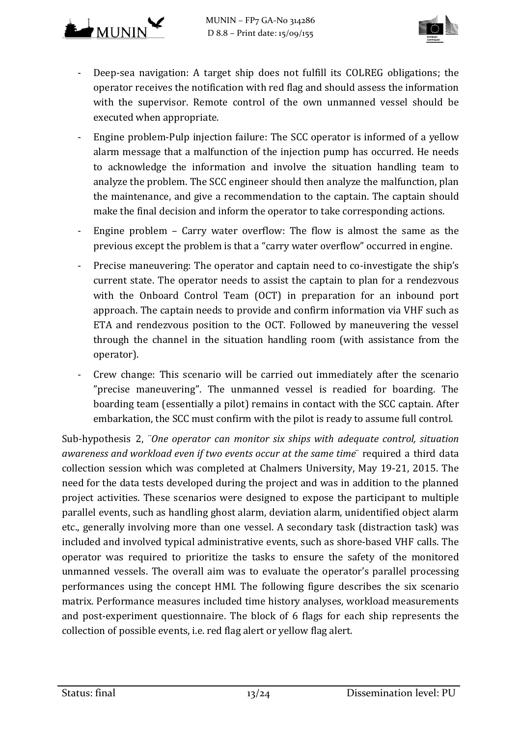- Deep-sea navigation: A target ship does not fulfill its COLREG obligations; the operator receives the notification with red flag and should assess the information with the supervisor. Remote control of the own unmanned vessel should be executed when appropriate.
- Engine problem-Pulp injection failure: The SCC operator is informed of a yellow alarm message that a malfunction of the injection pump has occurred. He needs to acknowledge the information and involve the situation handling team to analyze the problem. The SCC engineer should then analyze the malfunction, plan the maintenance, and give a recommendation to the captain. The captain should make the final decision and inform the operator to take corresponding actions.
- Engine problem – Carry water overflow: The flow is almost the same as the previous except the problem is that a "carry water overflow" occurred in engine.
- Precise maneuvering: The operator and captain need to co-investigate the ship's current state. The operator needs to assist the captain to plan for a rendezvous with the Onboard Control Team (OCT) in preparation for an inbound port approach. The captain needs to provide and confirm information via VHF such as ETA and rendezvous position to the OCT. Followed by maneuvering the vessel through the channel in the situation handling room (with assistance from the operator).
- Crew change: This scenario will be carried out immediately after the scenario "precise maneuvering". The unmanned vessel is readied for boarding. The boarding team (essentially a pilot) remains in contact with the SCC captain. After embarkation, the SCC must confirm with the pilot is ready to assume full control.

Sub-hypothesis 2, ¨*One operator can monitor six ships with adequate control, situation awareness and workload even if two events occur at the same time*¨ required a third data collection session which was completed at Chalmers University, May 19-21, 2015. The need for the data tests developed during the project and was in addition to the planned project activities. These scenarios were designed to expose the participant to multiple parallel events, such as handling ghost alarm, deviation alarm, unidentified object alarm etc., generally involving more than one vessel. A secondary task (distraction task) was included and involved typical administrative events, such as shore-based VHF calls. The operator was required to prioritize the tasks to ensure the safety of the monitored unmanned vessels. The overall aim was to evaluate the operator's parallel processing performances using the concept HMI. The following figure describes the six scenario matrix. Performance measures included time history analyses, workload measurements and post-experiment questionnaire. The block of 6 flags for each ship represents the collection of possible events, i.e. red flag alert or yellow flag alert.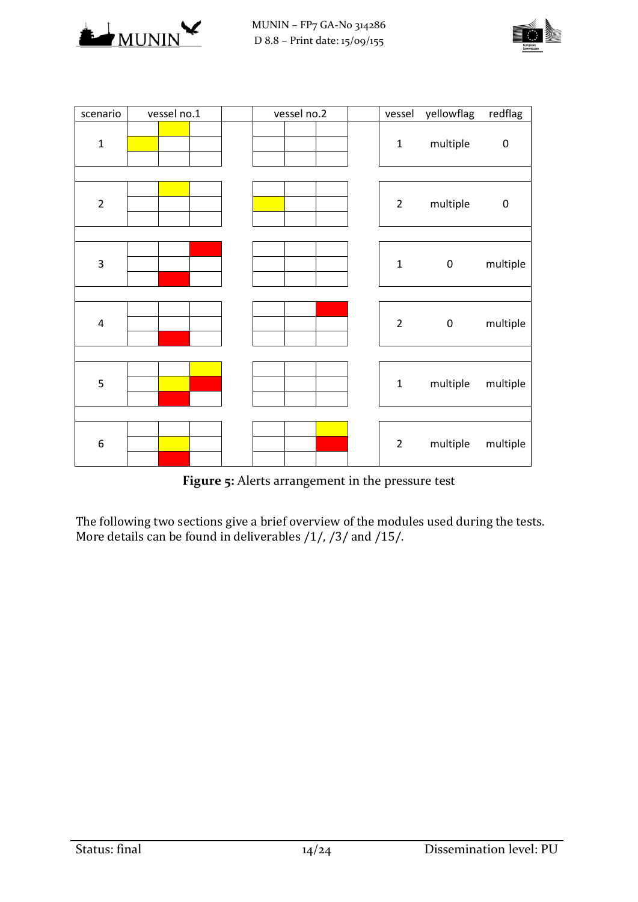| scenario | vessel | yellowflag | redflag |
|---|---|---|---|
| 1 | 1 | multiple | 0 |
| 2 | 2 | multiple | 0 |
| 3 | 1 | 0 | multiple |
| 4 | 2 | 0 | multiple |
| 5 | 1 | multiple | multiple |
| 6 | 2 | multiple | multiple |

**Figure 5:** Alerts arrangement in the pressure test

The following two sections give a brief overview of the modules used during the tests. More details can be found in deliverables /1/, /3/ and /15/.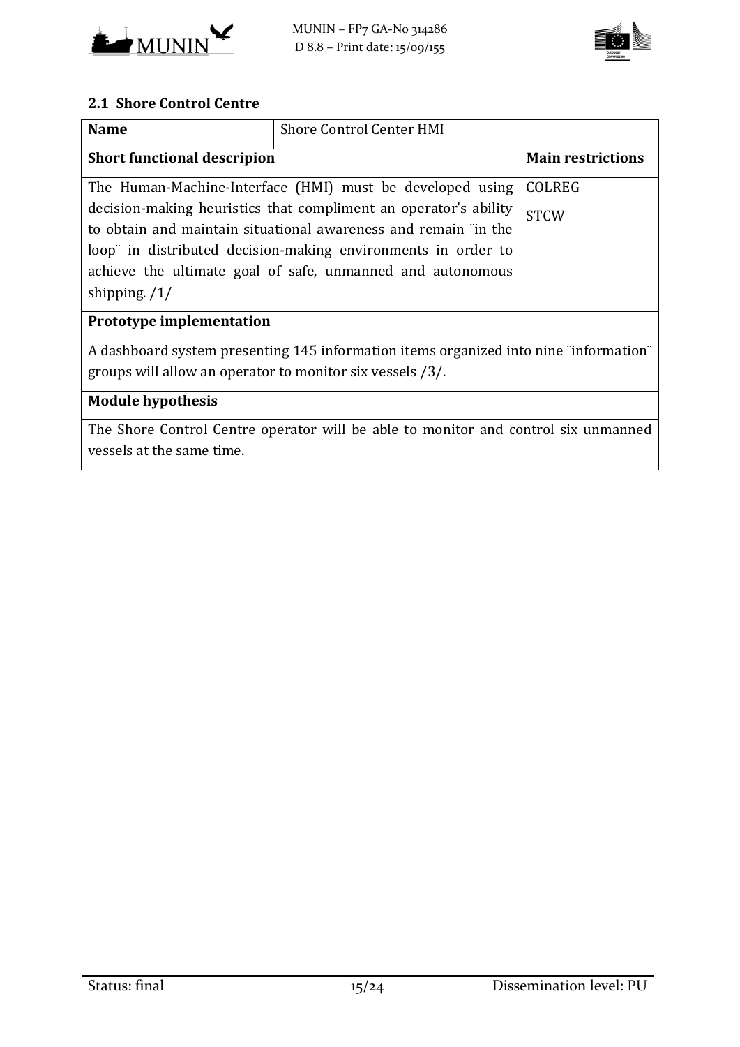## 2.1 Shore Control Centre

| **Name** | Shore Control Center HMI | |
|---|---|---|
| **Short functional descripion** | | **Main restrictions** |
| The Human-Machine-Interface (HMI) must be developed using decision-making heuristics that compliment an operator's ability to obtain and maintain situational awareness and remain ¨in the loop¨ in distributed decision-making environments in order to achieve the ultimate goal of safe, unmanned and autonomous shipping. /1/ | | COLREG<br>STCW |
| **Prototype implementation** | | |
| A dashboard system presenting 145 information items organized into nine ¨information¨ groups will allow an operator to monitor six vessels /3/. | | |
| **Module hypothesis** | | |
| The Shore Control Centre operator will be able to monitor and control six unmanned vessels at the same time. | | |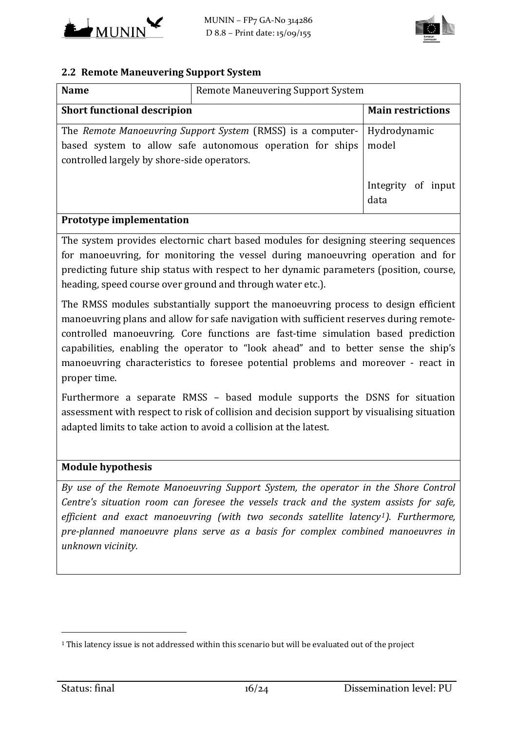## 2.2 Remote Maneuvering Support System

| **Name** | Remote Maneuvering Support System | |
|---|---|---|
| **Short functional descripion** | | **Main restrictions** |
| The *Remote Manoeuvring Support System* (RMSS) is a computer-based system to allow safe autonomous operation for ships controlled largely by shore-side operators. | | Hydrodynamic model<br><br>Integrity of input data |

**Prototype implementation**

The system provides electornic chart based modules for designing steering sequences for manoeuvring, for monitoring the vessel during manoeuvring operation and for predicting future ship status with respect to her dynamic parameters (position, course, heading, speed course over ground and through water etc.).

The RMSS modules substantially support the manoeuvring process to design efficient manoeuvring plans and allow for safe navigation with sufficient reserves during remote-controlled manoeuvring. Core functions are fast-time simulation based prediction capabilities, enabling the operator to "look ahead" and to better sense the ship's manoeuvring characteristics to foresee potential problems and moreover - react in proper time.

Furthermore a separate RMSS – based module supports the DSNS for situation assessment with respect to risk of collision and decision support by visualising situation adapted limits to take action to avoid a collision at the latest.

**Module hypothesis**

*By use of the Remote Manoeuvring Support System, the operator in the Shore Control Centre's situation room can foresee the vessels track and the system assists for safe, efficient and exact manoeuvring (with two seconds satellite latency[1]). Furthermore, pre-planned manoeuvre plans serve as a basis for complex combined manoeuvres in unknown vicinity.*

[1] This latency issue is not addressed within this scenario but will be evaluated out of the project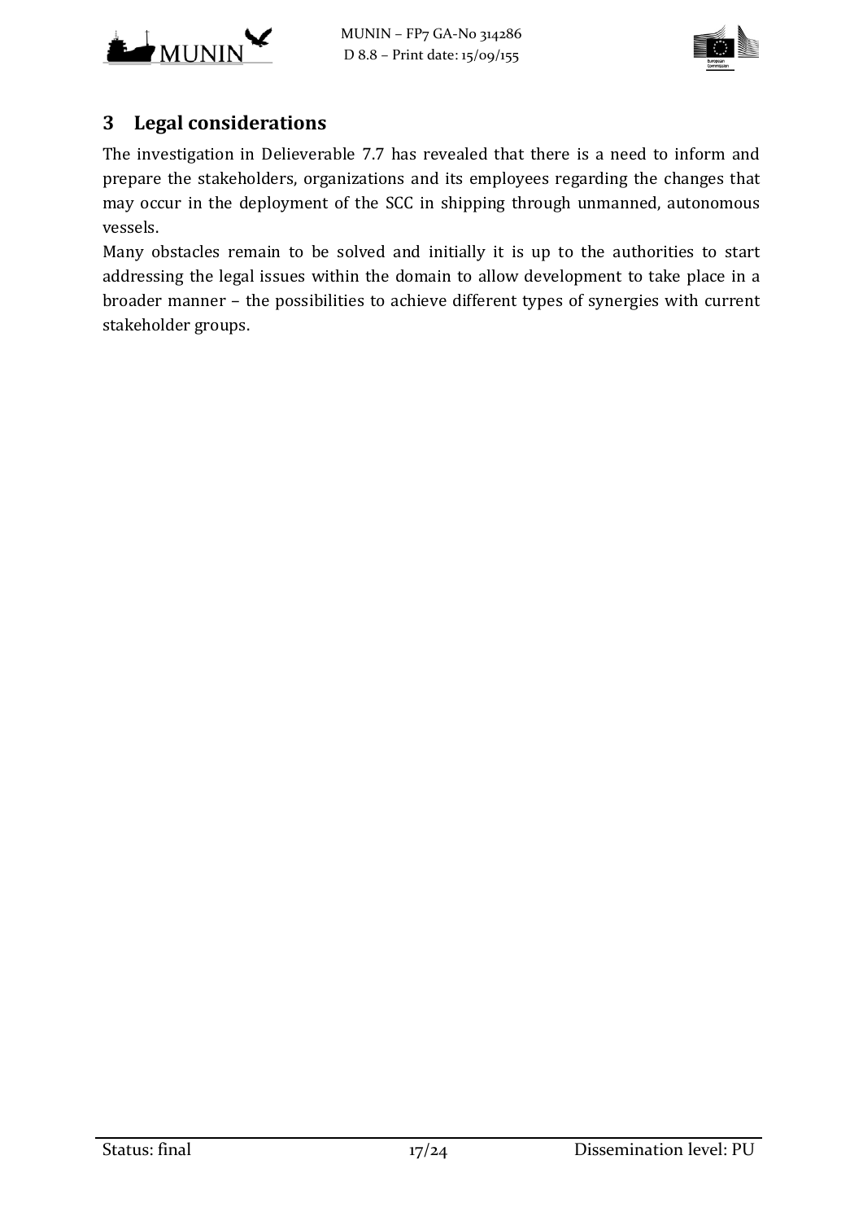# 3 Legal considerations

The investigation in Delieverable 7.7 has revealed that there is a need to inform and prepare the stakeholders, organizations and its employees regarding the changes that may occur in the deployment of the SCC in shipping through unmanned, autonomous vessels.

Many obstacles remain to be solved and initially it is up to the authorities to start addressing the legal issues within the domain to allow development to take place in a broader manner – the possibilities to achieve different types of synergies with current stakeholder groups.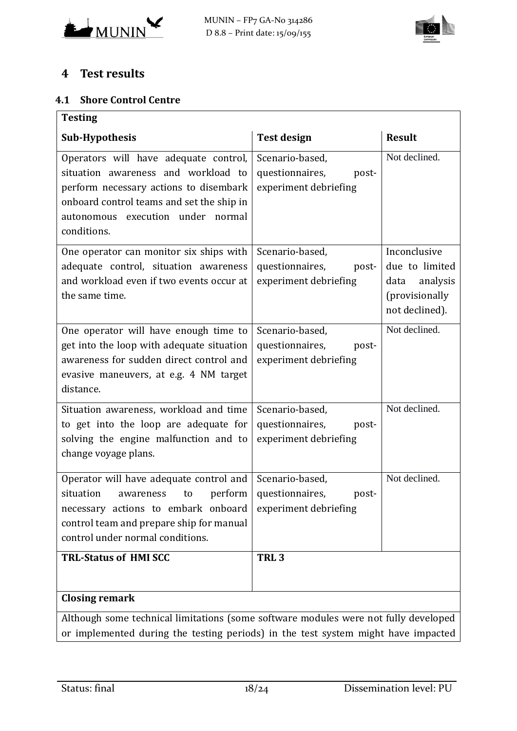# 4 Test results

## 4.1 Shore Control Centre

| **Testing** | | |
|---|---|---|
| **Sub-Hypothesis** | **Test design** | **Result** |
| Operators will have adequate control, situation awareness and workload to perform necessary actions to disembark onboard control teams and set the ship in autonomous execution under normal conditions. | Scenario-based, questionnaires, post-experiment debriefing | Not declined. |
| One operator can monitor six ships with adequate control, situation awareness and workload even if two events occur at the same time. | Scenario-based, questionnaires, post-experiment debriefing | Inconclusive due to limited data analysis (provisionally not declined). |
| One operator will have enough time to get into the loop with adequate situation awareness for sudden direct control and evasive maneuvers, at e.g. 4 NM target distance. | Scenario-based, questionnaires, post-experiment debriefing | Not declined. |
| Situation awareness, workload and time to get into the loop are adequate for solving the engine malfunction and to change voyage plans. | Scenario-based, questionnaires, post-experiment debriefing | Not declined. |
| Operator will have adequate control and situation awareness to perform necessary actions to embark onboard control team and prepare ship for manual control under normal conditions. | Scenario-based, questionnaires, post-experiment debriefing | Not declined. |
| **TRL-Status of HMI SCC** | **TRL 3** | |
| **Closing remark** | | |
| Although some technical limitations (some software modules were not fully developed or implemented during the testing periods) in the test system might have impacted | | |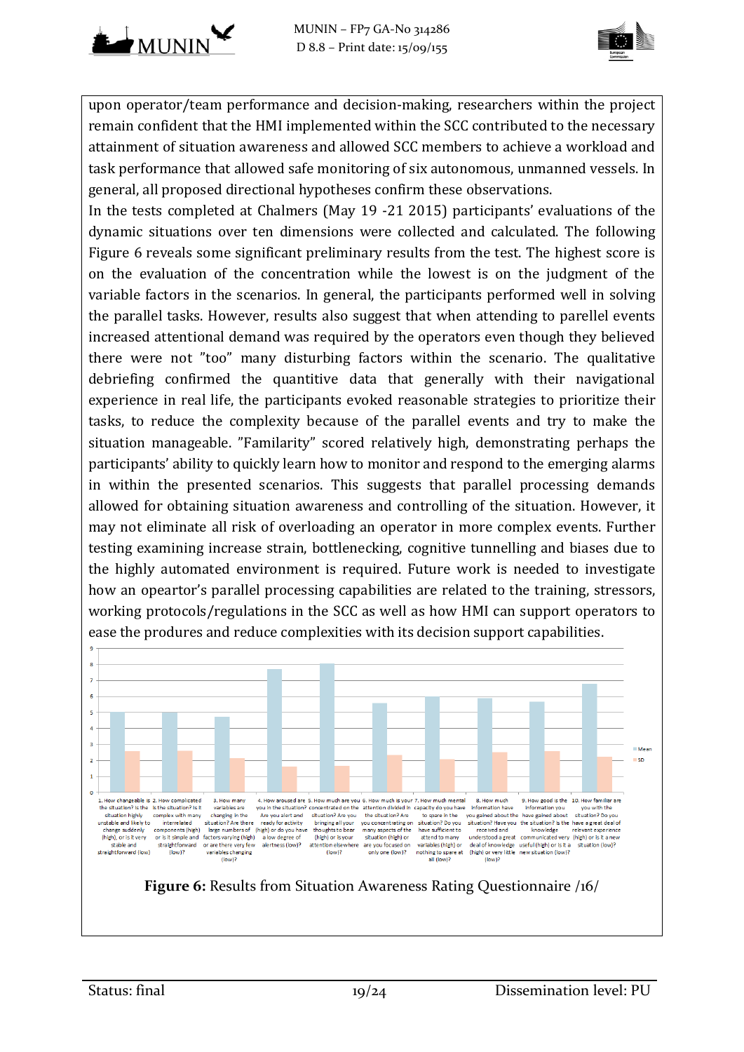upon operator/team performance and decision-making, researchers within the project remain confident that the HMI implemented within the SCC contributed to the necessary attainment of situation awareness and allowed SCC members to achieve a workload and task performance that allowed safe monitoring of six autonomous, unmanned vessels. In general, all proposed directional hypotheses confirm these observations.

In the tests completed at Chalmers (May 19 -21 2015) participants' evaluations of the dynamic situations over ten dimensions were collected and calculated. The following Figure 6 reveals some significant preliminary results from the test. The highest score is on the evaluation of the concentration while the lowest is on the judgment of the variable factors in the scenarios. In general, the participants performed well in solving the parallel tasks. However, results also suggest that when attending to parellel events increased attentional demand was required by the operators even though they believed there were not "too" many disturbing factors within the scenario. The qualitative debriefing confirmed the quantitive data that generally with their navigational experience in real life, the participants evoked reasonable strategies to prioritize their tasks, to reduce the complexity because of the parallel events and try to make the situation manageable. "Familarity" scored relatively high, demonstrating perhaps the participants' ability to quickly learn how to monitor and respond to the emerging alarms in within the presented scenarios. This suggests that parallel processing demands allowed for obtaining situation awareness and controlling of the situation. However, it may not eliminate all risk of overloading an operator in more complex events. Further testing examining increase strain, bottlenecking, cognitive tunnelling and biases due to the highly automated environment is required. Future work is needed to investigate how an opeartor's parallel processing capabilities are related to the training, stressors, working protocols/regulations in the SCC as well as how HMI can support operators to ease the produres and reduce complexities with its decision support capabilities.

**Figure 6:** Results from Situation Awareness Rating Questionnaire /16/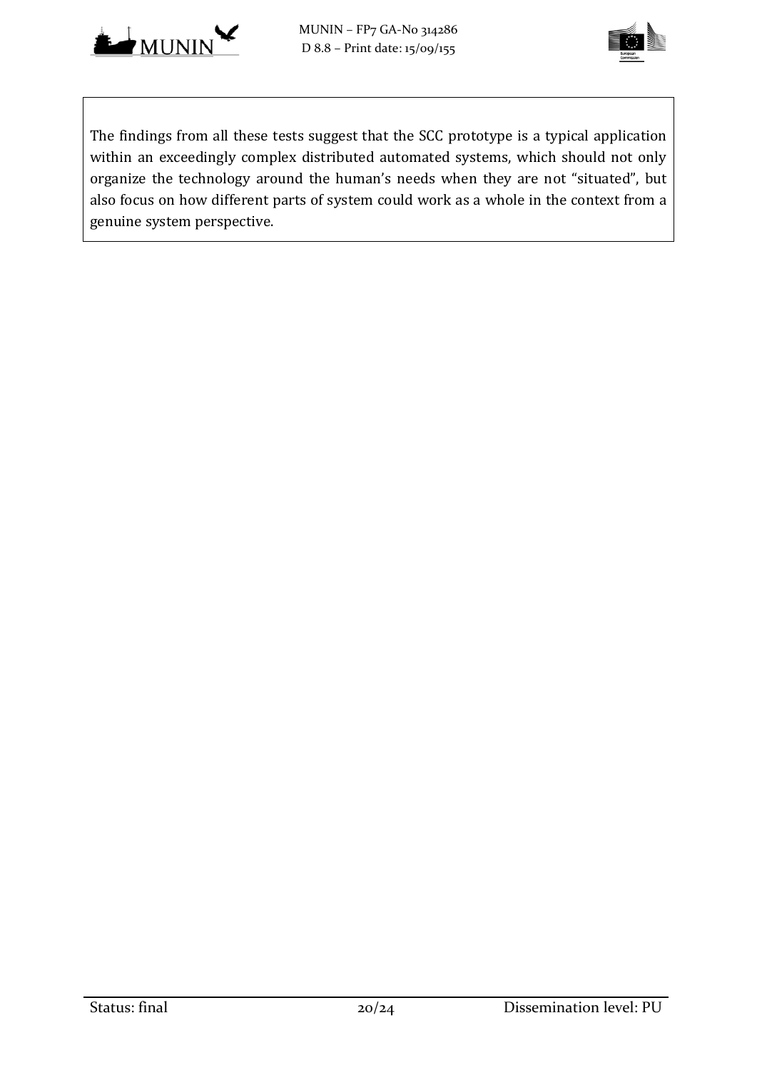The findings from all these tests suggest that the SCC prototype is a typical application within an exceedingly complex distributed automated systems, which should not only organize the technology around the human's needs when they are not "situated", but also focus on how different parts of system could work as a whole in the context from a genuine system perspective.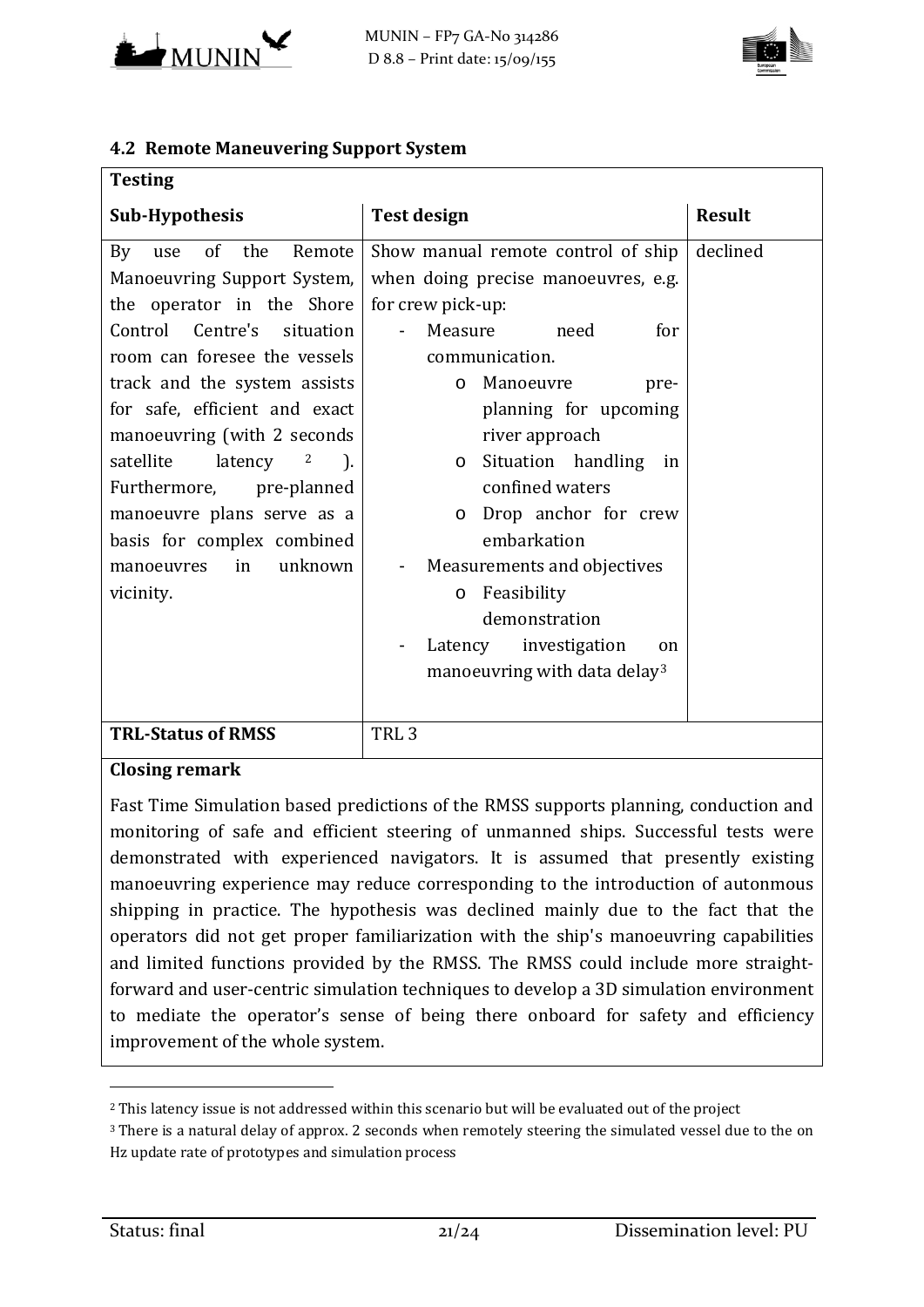### 4.2 Remote Maneuvering Support System

| **Testing** | | |
|---|---|---|
| **Sub-Hypothesis** | **Test design** | **Result** |
| By use of the Remote Manoeuvring Support System, the operator in the Shore Control Centre's situation room can foresee the vessels track and the system assists for safe, efficient and exact manoeuvring (with 2 seconds satellite latency [2] ). Furthermore, pre-planned manoeuvre plans serve as a basis for complex combined manoeuvres in unknown vicinity. | Show manual remote control of ship when doing precise manoeuvres, e.g. for crew pick-up:<br>- Measure need for communication.<br>&nbsp;&nbsp;o Manoeuvre pre-planning for upcoming river approach<br>&nbsp;&nbsp;o Situation handling in confined waters<br>&nbsp;&nbsp;o Drop anchor for crew embarkation<br>- Measurements and objectives<br>&nbsp;&nbsp;o Feasibility demonstration<br>- Latency investigation on manoeuvring with data delay[3] | declined |
| **TRL-Status of RMSS** | TRL 3 | |

**Closing remark**

Fast Time Simulation based predictions of the RMSS supports planning, conduction and monitoring of safe and efficient steering of unmanned ships. Successful tests were demonstrated with experienced navigators. It is assumed that presently existing manoeuvring experience may reduce corresponding to the introduction of autonmous shipping in practice. The hypothesis was declined mainly due to the fact that the operators did not get proper familiarization with the ship's manoeuvring capabilities and limited functions provided by the RMSS. The RMSS could include more straight-forward and user-centric simulation techniques to develop a 3D simulation environment to mediate the operator's sense of being there onboard for safety and efficiency improvement of the whole system.

---

[2] This latency issue is not addressed within this scenario but will be evaluated out of the project

[3] There is a natural delay of approx. 2 seconds when remotely steering the simulated vessel due to the on Hz update rate of prototypes and simulation process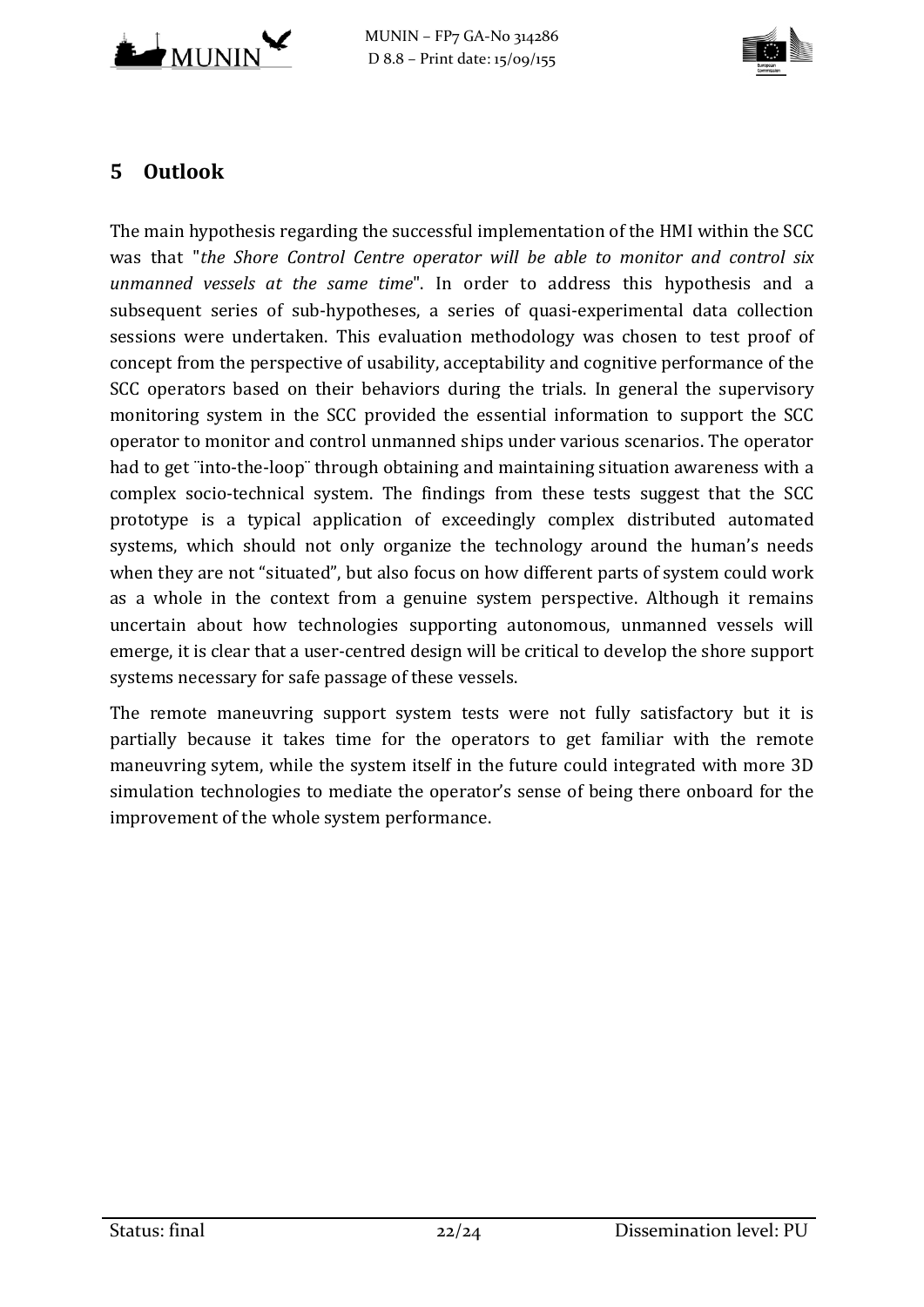# 5 Outlook

The main hypothesis regarding the successful implementation of the HMI within the SCC was that "*the Shore Control Centre operator will be able to monitor and control six unmanned vessels at the same time*". In order to address this hypothesis and a subsequent series of sub-hypotheses, a series of quasi-experimental data collection sessions were undertaken. This evaluation methodology was chosen to test proof of concept from the perspective of usability, acceptability and cognitive performance of the SCC operators based on their behaviors during the trials. In general the supervisory monitoring system in the SCC provided the essential information to support the SCC operator to monitor and control unmanned ships under various scenarios. The operator had to get ¨into-the-loop¨ through obtaining and maintaining situation awareness with a complex socio-technical system. The findings from these tests suggest that the SCC prototype is a typical application of exceedingly complex distributed automated systems, which should not only organize the technology around the human's needs when they are not "situated", but also focus on how different parts of system could work as a whole in the context from a genuine system perspective. Although it remains uncertain about how technologies supporting autonomous, unmanned vessels will emerge, it is clear that a user-centred design will be critical to develop the shore support systems necessary for safe passage of these vessels.

The remote maneuvring support system tests were not fully satisfactory but it is partially because it takes time for the operators to get familiar with the remote maneuvring sytem, while the system itself in the future could integrated with more 3D simulation technologies to mediate the operator's sense of being there onboard for the improvement of the whole system performance.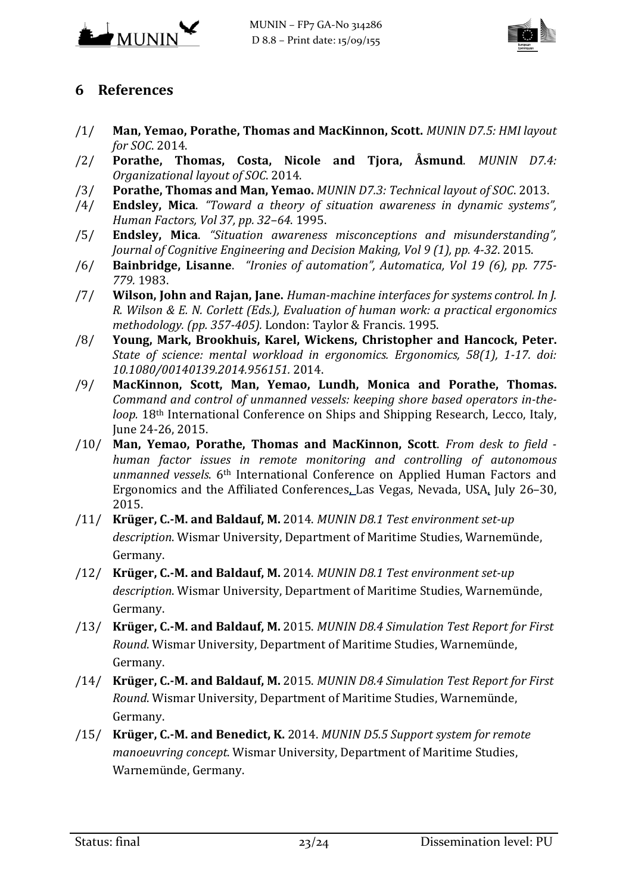## 6 References

/1/ **Man, Yemao, Porathe, Thomas and MacKinnon, Scott.** *MUNIN D7.5: HMI layout for SOC*. 2014.

/2/ **Porathe, Thomas, Costa, Nicole and Tjora, Åsmund**. *MUNIN D7.4: Organizational layout of SOC*. 2014.

/3/ **Porathe, Thomas and Man, Yemao.** *MUNIN D7.3: Technical layout of SOC*. 2013.

/4/ **Endsley, Mica**. *"Toward a theory of situation awareness in dynamic systems", Human Factors, Vol 37, pp. 32–64*. 1995.

/5/ **Endsley, Mica**. *"Situation awareness misconceptions and misunderstanding", Journal of Cognitive Engineering and Decision Making, Vol 9 (1), pp. 4-32*. 2015.

/6/ **Bainbridge, Lisanne**. *"Ironies of automation", Automatica, Vol 19 (6), pp. 775-779.* 1983.

/7/ **Wilson, John and Rajan, Jane.** *Human-machine interfaces for systems control. In J. R. Wilson & E. N. Corlett (Eds.), Evaluation of human work: a practical ergonomics methodology. (pp. 357-405).* London: Taylor & Francis. 1995.

/8/ **Young, Mark, Brookhuis, Karel, Wickens, Christopher and Hancock, Peter.** *State of science: mental workload in ergonomics. Ergonomics, 58(1), 1-17. doi: 10.1080/00140139.2014.956151.* 2014.

/9/ **MacKinnon, Scott, Man, Yemao, Lundh, Monica and Porathe, Thomas.** *Command and control of unmanned vessels: keeping shore based operators in-the-loop.* 18th International Conference on Ships and Shipping Research, Lecco, Italy, June 24-26, 2015.

/10/ **Man, Yemao, Porathe, Thomas and MacKinnon, Scott**. *From desk to field - human factor issues in remote monitoring and controlling of autonomous unmanned vessels*. 6th International Conference on Applied Human Factors and Ergonomics and the Affiliated Conferences, Las Vegas, Nevada, USA, July 26–30, 2015.

/11/ **Krüger, C.-M. and Baldauf, M.** 2014. *MUNIN D8.1 Test environment set-up description*. Wismar University, Department of Maritime Studies, Warnemünde, Germany.

/12/ **Krüger, C.-M. and Baldauf, M.** 2014. *MUNIN D8.1 Test environment set-up description*. Wismar University, Department of Maritime Studies, Warnemünde, Germany.

/13/ **Krüger, C.-M. and Baldauf, M.** 2015. *MUNIN D8.4 Simulation Test Report for First Round*. Wismar University, Department of Maritime Studies, Warnemünde, Germany.

/14/ **Krüger, C.-M. and Baldauf, M.** 2015. *MUNIN D8.4 Simulation Test Report for First Round*. Wismar University, Department of Maritime Studies, Warnemünde, Germany.

/15/ **Krüger, C.-M. and Benedict, K.** 2014. *MUNIN D5.5 Support system for remote manoeuvring concept*. Wismar University, Department of Maritime Studies, Warnemünde, Germany.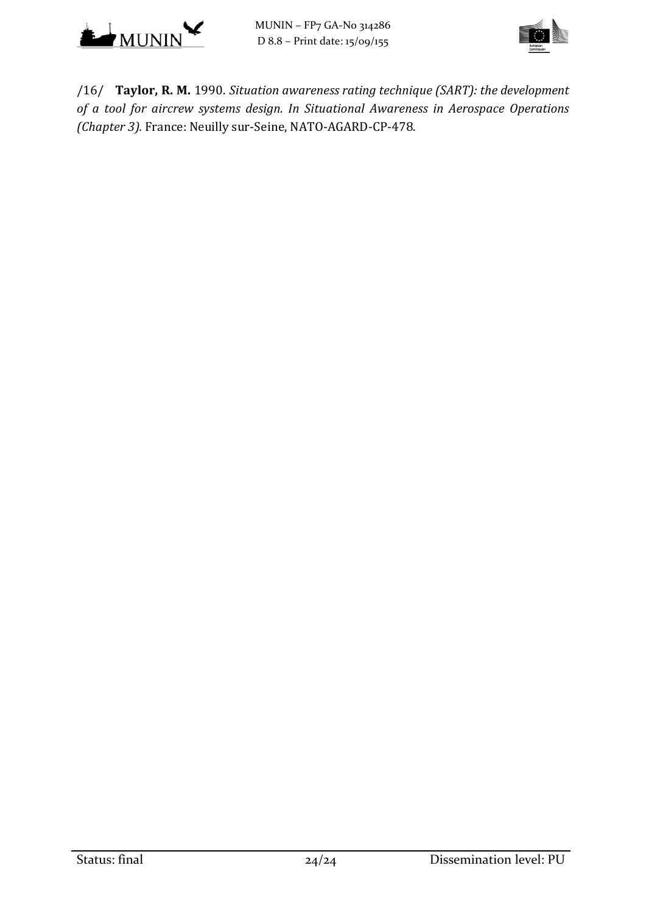/16/ **Taylor, R. M.** 1990. *Situation awareness rating technique (SART): the development of a tool for aircrew systems design. In Situational Awareness in Aerospace Operations (Chapter 3).* France: Neuilly sur-Seine, NATO-AGARD-CP-478.